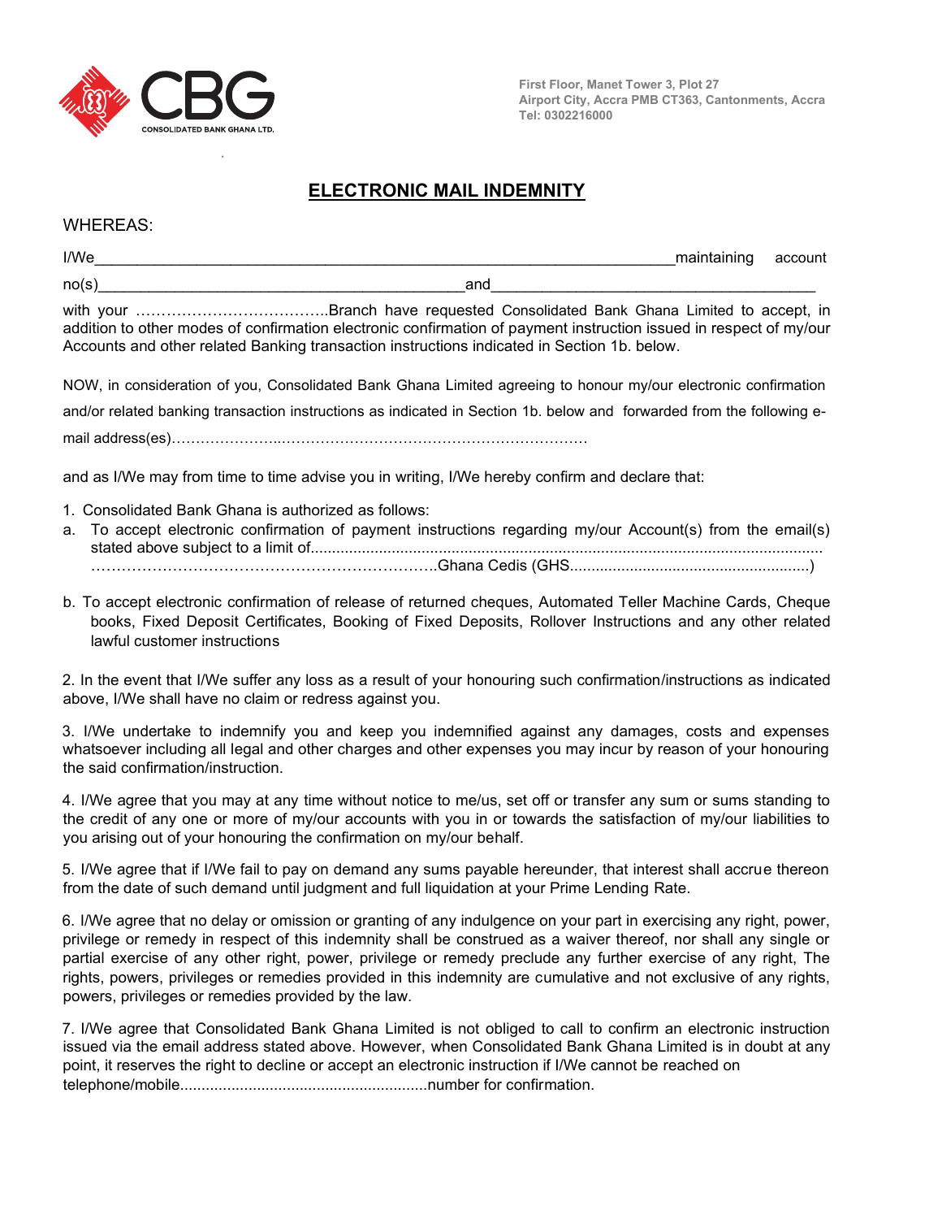CONSOLIDATED BANK GHANA LTD.

First Floor, Manet Tower 3, Plot 27
Airport City, Accra PMB CT363, Cantonments, Accra
Tel: 0302216000

# ELECTRONIC MAIL INDEMNITY

WHEREAS:

I/We______________________________________________________________________maintaining account no(s)___________________________________________and_____________________________________

with your ………………………………..Branch have requested Consolidated Bank Ghana Limited to accept, in addition to other modes of confirmation electronic confirmation of payment instruction issued in respect of my/our Accounts and other related Banking transaction instructions indicated in Section 1b. below.

NOW, in consideration of you, Consolidated Bank Ghana Limited agreeing to honour my/our electronic confirmation and/or related banking transaction instructions as indicated in Section 1b. below and forwarded from the following e-mail address(es)…………………...………………………………………………………

and as I/We may from time to time advise you in writing, I/We hereby confirm and declare that:

1. Consolidated Bank Ghana is authorized as follows:

a. To accept electronic confirmation of payment instructions regarding my/our Account(s) from the email(s) stated above subject to a limit of......................................................................................................................
…………………………………………………………..Ghana Cedis (GHS.......................................................)

b. To accept electronic confirmation of release of returned cheques, Automated Teller Machine Cards, Cheque books, Fixed Deposit Certificates, Booking of Fixed Deposits, Rollover Instructions and any other related lawful customer instructions

2. In the event that I/We suffer any loss as a result of your honouring such confirmation/instructions as indicated above, I/We shall have no claim or redress against you.

3. I/We undertake to indemnify you and keep you indemnified against any damages, costs and expenses whatsoever including all legal and other charges and other expenses you may incur by reason of your honouring the said confirmation/instruction.

4. I/We agree that you may at any time without notice to me/us, set off or transfer any sum or sums standing to the credit of any one or more of my/our accounts with you in or towards the satisfaction of my/our liabilities to you arising out of your honouring the confirmation on my/our behalf.

5. I/We agree that if I/We fail to pay on demand any sums payable hereunder, that interest shall accrue thereon from the date of such demand until judgment and full liquidation at your Prime Lending Rate.

6. I/We agree that no delay or omission or granting of any indulgence on your part in exercising any right, power, privilege or remedy in respect of this indemnity shall be construed as a waiver thereof, nor shall any single or partial exercise of any other right, power, privilege or remedy preclude any further exercise of any right, The rights, powers, privileges or remedies provided in this indemnity are cumulative and not exclusive of any rights, powers, privileges or remedies provided by the law.

7. I/We agree that Consolidated Bank Ghana Limited is not obliged to call to confirm an electronic instruction issued via the email address stated above. However, when Consolidated Bank Ghana Limited is in doubt at any point, it reserves the right to decline or accept an electronic instruction if I/We cannot be reached on telephone/mobile..........................................................number for confirmation.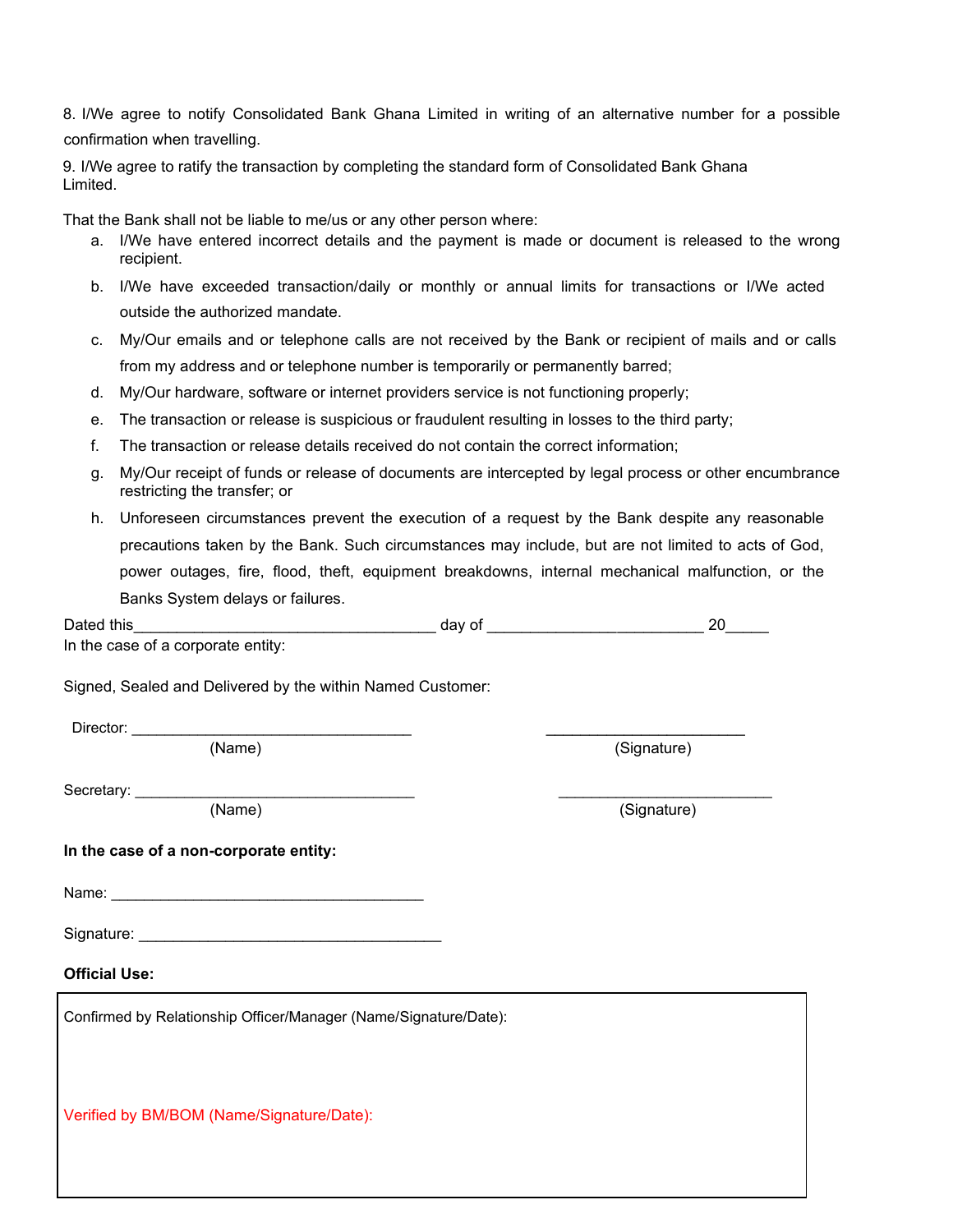8. I/We agree to notify Consolidated Bank Ghana Limited in writing of an alternative number for a possible confirmation when travelling.

9. I/We agree to ratify the transaction by completing the standard form of Consolidated Bank Ghana Limited.

That the Bank shall not be liable to me/us or any other person where:

a. I/We have entered incorrect details and the payment is made or document is released to the wrong recipient.

b. I/We have exceeded transaction/daily or monthly or annual limits for transactions or I/We acted outside the authorized mandate.

c. My/Our emails and or telephone calls are not received by the Bank or recipient of mails and or calls from my address and or telephone number is temporarily or permanently barred;

d. My/Our hardware, software or internet providers service is not functioning properly;

e. The transaction or release is suspicious or fraudulent resulting in losses to the third party;

f. The transaction or release details received do not contain the correct information;

g. My/Our receipt of funds or release of documents are intercepted by legal process or other encumbrance restricting the transfer; or

h. Unforeseen circumstances prevent the execution of a request by the Bank despite any reasonable precautions taken by the Bank. Such circumstances may include, but are not limited to acts of God, power outages, fire, flood, theft, equipment breakdowns, internal mechanical malfunction, or the Banks System delays or failures.

Dated this___________________________________ day of _________________________ 20_____

In the case of a corporate entity:

Signed, Sealed and Delivered by the within Named Customer:

Director: _________________________________ _______________________

(Name) (Signature)

Secretary: _________________________________ _________________________

(Name) (Signature)

**In the case of a non-corporate entity:**

Name: _____________________________________

Signature: ___________________________________

**Official Use:**

Confirmed by Relationship Officer/Manager (Name/Signature/Date):

Verified by BM/BOM (Name/Signature/Date):